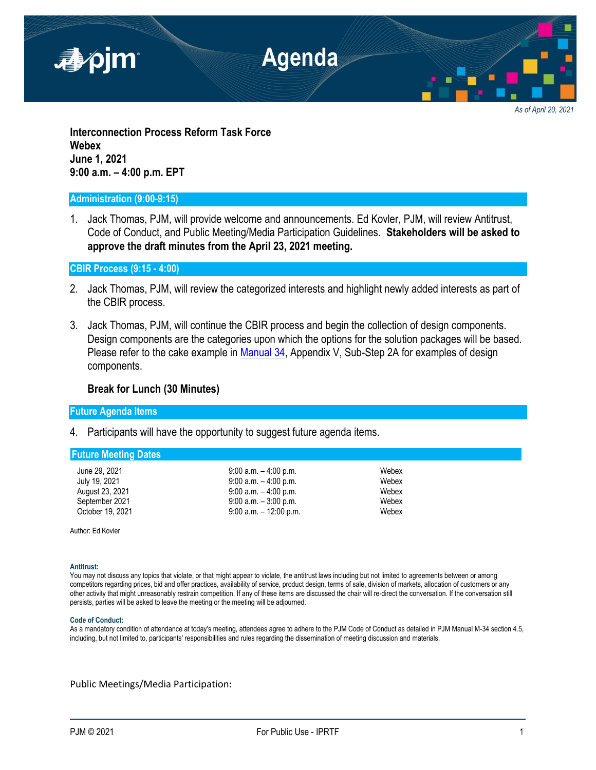# Agenda

*As of April 20, 2021*

**Interconnection Process Reform Task Force**
**Webex**
**June 1, 2021**
**9:00 a.m. – 4:00 p.m. EPT**

## Administration (9:00-9:15)

1. Jack Thomas, PJM, will provide welcome and announcements. Ed Kovler, PJM, will review Antitrust, Code of Conduct, and Public Meeting/Media Participation Guidelines. **Stakeholders will be asked to approve the draft minutes from the April 23, 2021 meeting.**

## CBIR Process (9:15 - 4:00)

2. Jack Thomas, PJM, will review the categorized interests and highlight newly added interests as part of the CBIR process.

3. Jack Thomas, PJM, will continue the CBIR process and begin the collection of design components. Design components are the categories upon which the options for the solution packages will be based. Please refer to the cake example in Manual 34, Appendix V, Sub-Step 2A for examples of design components.

**Break for Lunch (30 Minutes)**

## Future Agenda Items

4. Participants will have the opportunity to suggest future agenda items.

## Future Meeting Dates

| | | |
|---|---|---|
| June 29, 2021 | 9:00 a.m. – 4:00 p.m. | Webex |
| July 19, 2021 | 9:00 a.m. – 4:00 p.m. | Webex |
| August 23, 2021 | 9:00 a.m. – 4:00 p.m. | Webex |
| September 2021 | 9:00 a.m. – 3:00 p.m. | Webex |
| October 19, 2021 | 9:00 a.m. – 12:00 p.m. | Webex |

Author: Ed Kovler

**Antitrust:**
You may not discuss any topics that violate, or that might appear to violate, the antitrust laws including but not limited to agreements between or among competitors regarding prices, bid and offer practices, availability of service, product design, terms of sale, division of markets, allocation of customers or any other activity that might unreasonably restrain competition. If any of these items are discussed the chair will re-direct the conversation. If the conversation still persists, parties will be asked to leave the meeting or the meeting will be adjourned.

**Code of Conduct:**
As a mandatory condition of attendance at today's meeting, attendees agree to adhere to the PJM Code of Conduct as detailed in PJM Manual M-34 section 4.5, including, but not limited to, participants' responsibilities and rules regarding the dissemination of meeting discussion and materials.

Public Meetings/Media Participation: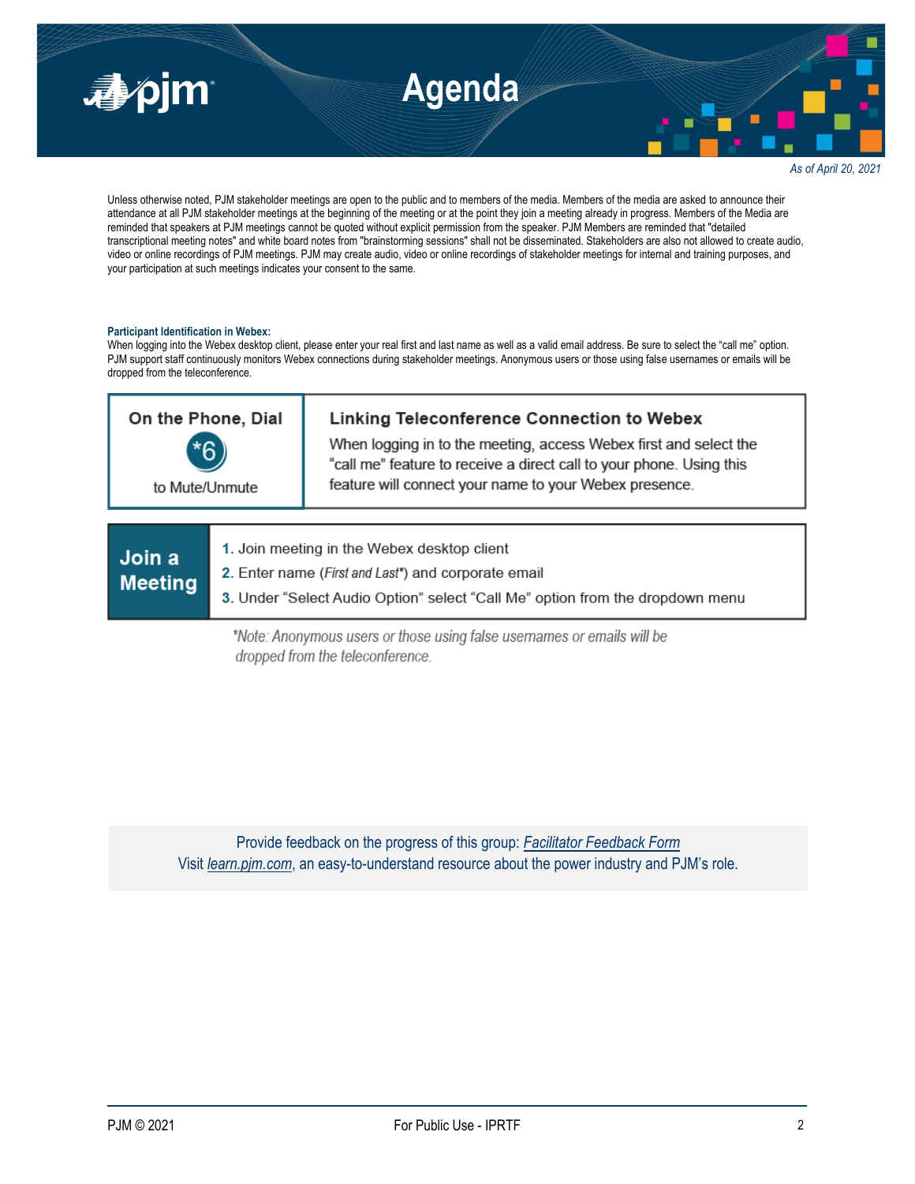# Agenda

*As of April 20, 2021*

Unless otherwise noted, PJM stakeholder meetings are open to the public and to members of the media. Members of the media are asked to announce their attendance at all PJM stakeholder meetings at the beginning of the meeting or at the point they join a meeting already in progress. Members of the Media are reminded that speakers at PJM meetings cannot be quoted without explicit permission from the speaker. PJM Members are reminded that "detailed transcriptional meeting notes" and white board notes from "brainstorming sessions" shall not be disseminated. Stakeholders are also not allowed to create audio, video or online recordings of PJM meetings. PJM may create audio, video or online recordings of stakeholder meetings for internal and training purposes, and your participation at such meetings indicates your consent to the same.

**Participant Identification in Webex:**

When logging into the Webex desktop client, please enter your real first and last name as well as a valid email address. Be sure to select the "call me" option. PJM support staff continuously monitors Webex connections during stakeholder meetings. Anonymous users or those using false usernames or emails will be dropped from the teleconference.

| On the Phone, Dial *6 to Mute/Unmute | **Linking Teleconference Connection to Webex**<br>When logging in to the meeting, access Webex first and select the "call me" feature to receive a direct call to your phone. Using this feature will connect your name to your Webex presence. |
|---|---|

| **Join a Meeting** | 1. Join meeting in the Webex desktop client<br>2. Enter name (*First and Last\**) and corporate email<br>3. Under "Select Audio Option" select "Call Me" option from the dropdown menu |
|---|---|

*\*Note: Anonymous users or those using false usernames or emails will be dropped from the teleconference.*

Provide feedback on the progress of this group: *Facilitator Feedback Form*

Visit *learn.pjm.com*, an easy-to-understand resource about the power industry and PJM's role.